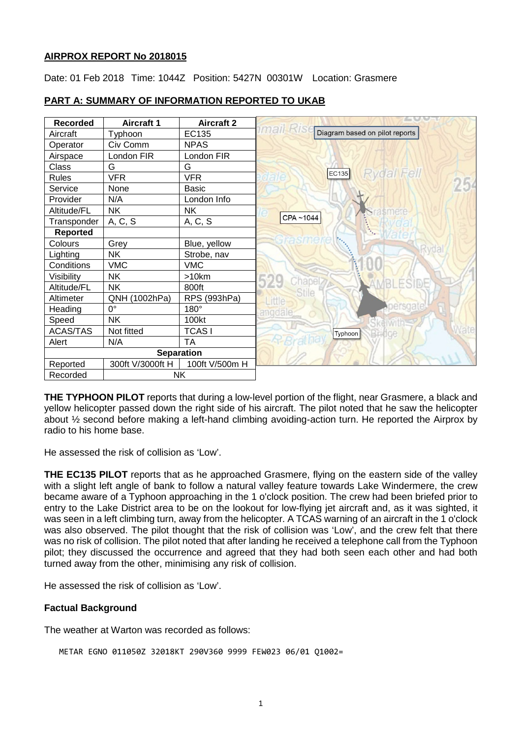**AIRPROX REPORT No 2018015**

Date: 01 Feb 2018 Time: 1044Z Position: 5427N 00301W Location: Grasmere

## PART A: SUMMARY OF INFORMATION REPORTED TO UKAB

| Recorded | Aircraft 1 | Aircraft 2 |
|---|---|---|
| Aircraft | Typhoon | EC135 |
| Operator | Civ Comm | NPAS |
| Airspace | London FIR | London FIR |
| Class | G | G |
| Rules | VFR | VFR |
| Service | None | Basic |
| Provider | N/A | London Info |
| Altitude/FL | NK | NK |
| Transponder | A, C, S | A, C, S |
| **Reported** | | |
| Colours | Grey | Blue, yellow |
| Lighting | NK | Strobe, nav |
| Conditions | VMC | VMC |
| Visibility | NK | >10km |
| Altitude/FL | NK | 800ft |
| Altimeter | QNH (1002hPa) | RPS (993hPa) |
| Heading | 0° | 180° |
| Speed | NK | 100kt |
| ACAS/TAS | Not fitted | TCAS I |
| Alert | N/A | TA |
| **Separation** | | |
| Reported | 300ft V/3000ft H | 100ft V/500m H |
| Recorded | NK | |

Diagram based on pilot reports

**THE TYPHOON PILOT** reports that during a low-level portion of the flight, near Grasmere, a black and yellow helicopter passed down the right side of his aircraft. The pilot noted that he saw the helicopter about ½ second before making a left-hand climbing avoiding-action turn. He reported the Airprox by radio to his home base.

He assessed the risk of collision as 'Low'.

**THE EC135 PILOT** reports that as he approached Grasmere, flying on the eastern side of the valley with a slight left angle of bank to follow a natural valley feature towards Lake Windermere, the crew became aware of a Typhoon approaching in the 1 o'clock position. The crew had been briefed prior to entry to the Lake District area to be on the lookout for low-flying jet aircraft and, as it was sighted, it was seen in a left climbing turn, away from the helicopter. A TCAS warning of an aircraft in the 1 o'clock was also observed. The pilot thought that the risk of collision was 'Low', and the crew felt that there was no risk of collision. The pilot noted that after landing he received a telephone call from the Typhoon pilot; they discussed the occurrence and agreed that they had both seen each other and had both turned away from the other, minimising any risk of collision.

He assessed the risk of collision as 'Low'.

### Factual Background

The weather at Warton was recorded as follows:

```
METAR EGNO 011050Z 32018KT 290V360 9999 FEW023 06/01 Q1002=
```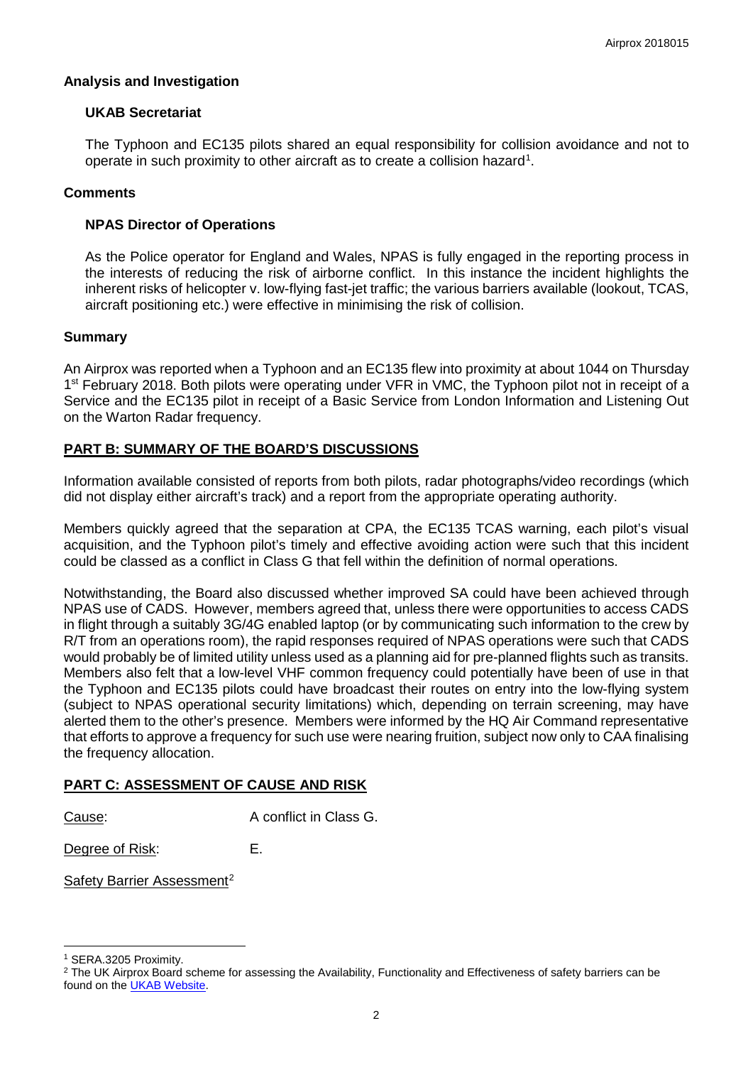## Analysis and Investigation

### UKAB Secretariat

The Typhoon and EC135 pilots shared an equal responsibility for collision avoidance and not to operate in such proximity to other aircraft as to create a collision hazard[1].

## Comments

### NPAS Director of Operations

As the Police operator for England and Wales, NPAS is fully engaged in the reporting process in the interests of reducing the risk of airborne conflict. In this instance the incident highlights the inherent risks of helicopter v. low-flying fast-jet traffic; the various barriers available (lookout, TCAS, aircraft positioning etc.) were effective in minimising the risk of collision.

## Summary

An Airprox was reported when a Typhoon and an EC135 flew into proximity at about 1044 on Thursday 1st February 2018. Both pilots were operating under VFR in VMC, the Typhoon pilot not in receipt of a Service and the EC135 pilot in receipt of a Basic Service from London Information and Listening Out on the Warton Radar frequency.

## PART B: SUMMARY OF THE BOARD'S DISCUSSIONS

Information available consisted of reports from both pilots, radar photographs/video recordings (which did not display either aircraft's track) and a report from the appropriate operating authority.

Members quickly agreed that the separation at CPA, the EC135 TCAS warning, each pilot's visual acquisition, and the Typhoon pilot's timely and effective avoiding action were such that this incident could be classed as a conflict in Class G that fell within the definition of normal operations.

Notwithstanding, the Board also discussed whether improved SA could have been achieved through NPAS use of CADS. However, members agreed that, unless there were opportunities to access CADS in flight through a suitably 3G/4G enabled laptop (or by communicating such information to the crew by R/T from an operations room), the rapid responses required of NPAS operations were such that CADS would probably be of limited utility unless used as a planning aid for pre-planned flights such as transits. Members also felt that a low-level VHF common frequency could potentially have been of use in that the Typhoon and EC135 pilots could have broadcast their routes on entry into the low-flying system (subject to NPAS operational security limitations) which, depending on terrain screening, may have alerted them to the other's presence. Members were informed by the HQ Air Command representative that efforts to approve a frequency for such use were nearing fruition, subject now only to CAA finalising the frequency allocation.

## PART C: ASSESSMENT OF CAUSE AND RISK

Cause: A conflict in Class G.

Degree of Risk: E.

Safety Barrier Assessment[2]

---

[1] SERA.3205 Proximity.

[2] The UK Airprox Board scheme for assessing the Availability, Functionality and Effectiveness of safety barriers can be found on the UKAB Website.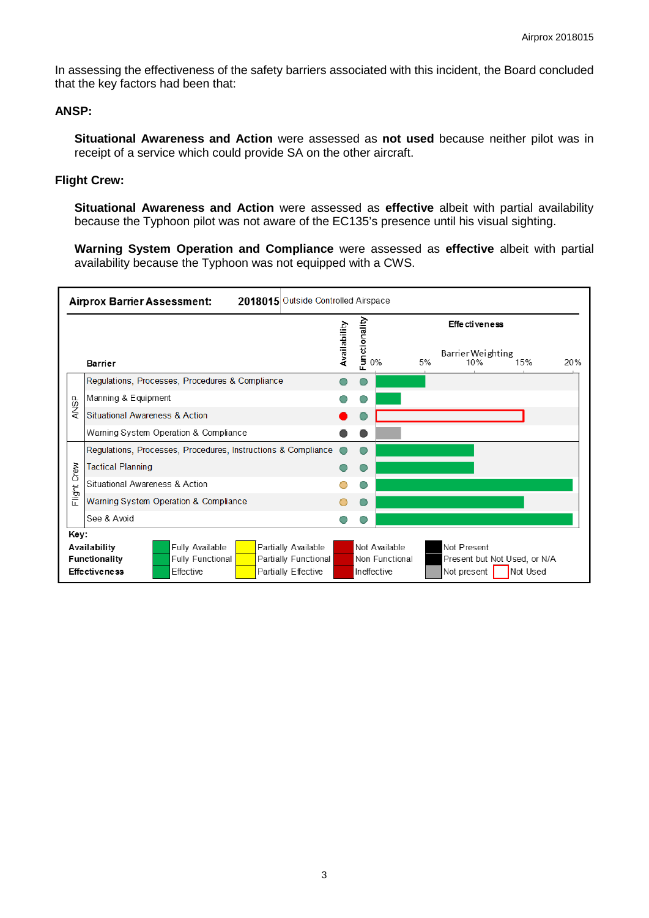In assessing the effectiveness of the safety barriers associated with this incident, the Board concluded that the key factors had been that:

**ANSP:**

**Situational Awareness and Action** were assessed as **not used** because neither pilot was in receipt of a service which could provide SA on the other aircraft.

**Flight Crew:**

**Situational Awareness and Action** were assessed as **effective** albeit with partial availability because the Typhoon pilot was not aware of the EC135's presence until his visual sighting.

**Warning System Operation and Compliance** were assessed as **effective** albeit with partial availability because the Typhoon was not equipped with a CWS.

**Airprox Barrier Assessment:** **2018015** Outside Controlled Airspace

Barrier

Availability

Functionality

Effectiveness

Barrier Weighting

0%
5%
10%
15%
20%

ANSP

Regulations, Processes, Procedures & Compliance

Manning & Equipment

Situational Awareness & Action

Warning System Operation & Compliance

Flight Crew

Regulations, Processes, Procedures, Instructions & Compliance

Tactical Planning

Situational Awareness & Action

Warning System Operation & Compliance

See & Avoid

Key:

Availability: Fully Available, Partially Available, Not Available, Not Present

Functionality: Fully Functional, Partially Functional, Non Functional, Present but Not Used, or N/A

Effectiveness: Effective, Partially Effective, Ineffective, Not present, Not Used